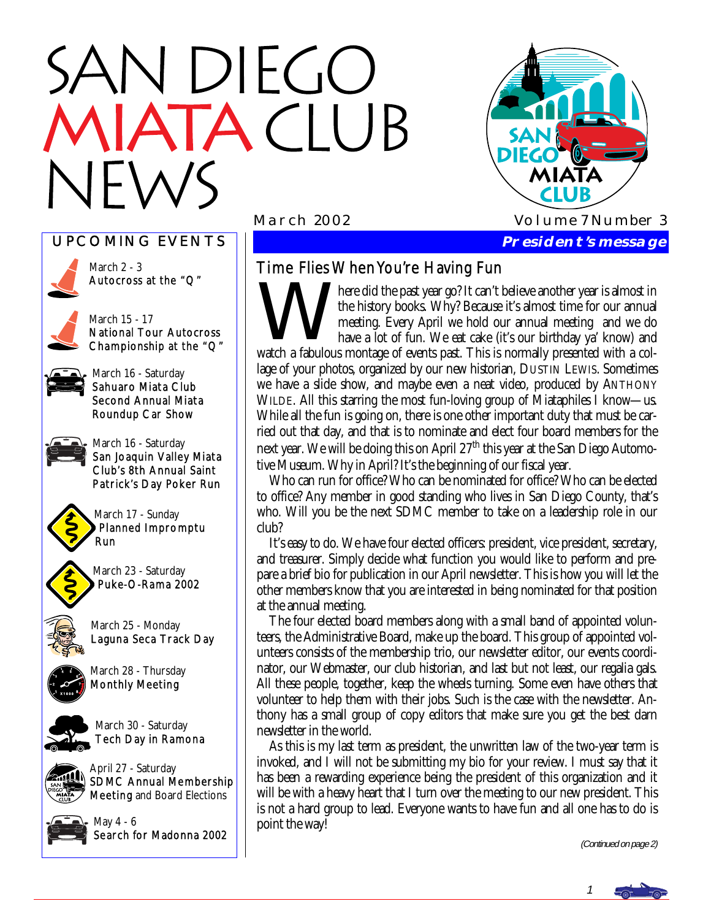# SAN DIEGO MIATA CLUB NEWS

March 2002 Volume 7 Number 3

## UPCOMING EVENTS

March 2 - 3
Autocross at the "Q"

March 15 - 17
National Tour Autocross Championship at the "Q"

March 16 - Saturday
Sahuaro Miata Club Second Annual Miata Roundup Car Show

March 16 - Saturday
San Joaquin Valley Miata Club's 8th Annual Saint Patrick's Day Poker Run

March 17 - Sunday
Planned Impromptu Run

March 23 - Saturday
Puke-O-Rama 2002

March 25 - Monday
Laguna Seca Track Day

March 28 - Thursday
Monthly Meeting

March 30 - Saturday
Tech Day in Ramona

April 27 - Saturday
SDMC Annual Membership Meeting and Board Elections

May 4 - 6
Search for Madonna 2002

## President's message

### Time Flies When You're Having Fun

Where did the past year go? It can't believe another year is almost in the history books. Why? Because it's almost time for our annual meeting. Every April we hold our annual meeting and we do have a lot of fun. We eat cake (it's our birthday ya' know) and watch a fabulous montage of events past. This is normally presented with a collage of your photos, organized by our new historian, Dustin Lewis. Sometimes we have a slide show, and maybe even a neat video, produced by Anthony Wilde. All this starring the most fun-loving group of Miataphiles I know—us. While all the fun is going on, there is one other important duty that must be carried out that day, and that is to nominate and elect four board members for the next year. We will be doing this on April 27th this year at the San Diego Automotive Museum. Why in April? It's the beginning of our fiscal year.

Who can run for office? Who can be nominated for office? Who can be elected to office? Any member in good standing who lives in San Diego County, that's who. Will you be the next SDMC member to take on a leadership role in our club?

It's easy to do. We have four elected officers: president, vice president, secretary, and treasurer. Simply decide what function you would like to perform and prepare a brief bio for publication in our April newsletter. This is how you will let the other members know that you are interested in being nominated for that position at the annual meeting.

The four elected board members along with a small band of appointed volunteers, the Administrative Board, make up the board. This group of appointed volunteers consists of the membership trio, our newsletter editor, our events coordinator, our Webmaster, our club historian, and last but not least, our regalia gals. All these people, together, keep the wheels turning. Some even have others that volunteer to help them with their jobs. Such is the case with the newsletter. Anthony has a small group of copy editors that make sure you get the best darn newsletter in the world.

As this is my last term as president, the unwritten law of the two-year term is invoked, and I will not be submitting my bio for your review. I must say that it has been a rewarding experience being the president of this organization and it will be with a heavy heart that I turn over the meeting to our new president. This is not a hard group to lead. Everyone wants to have fun and all one has to do is point the way!

*(Continued on page 2)*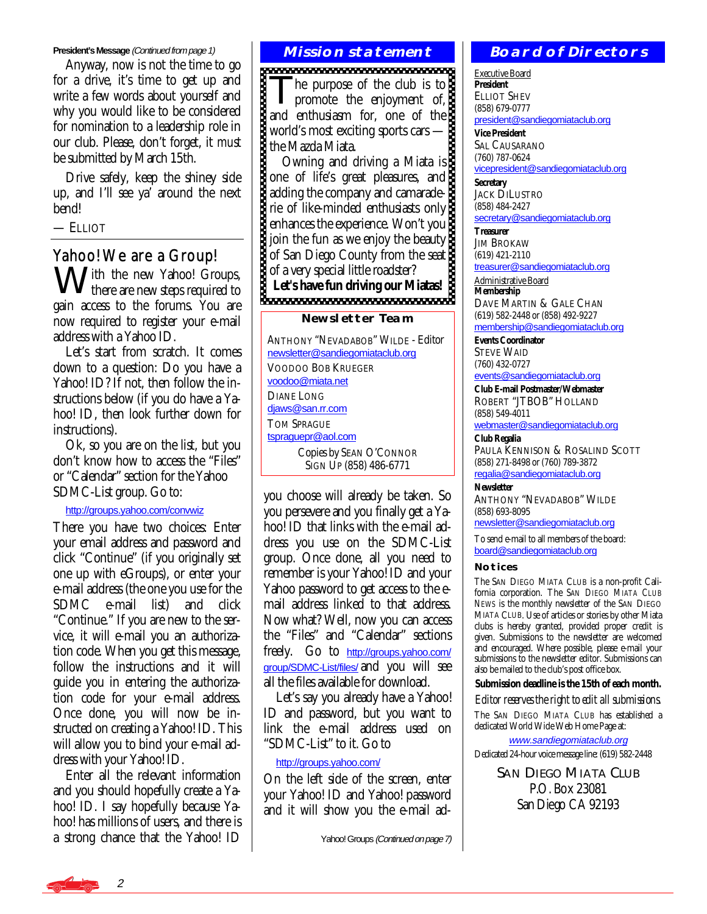**President's Message** *(Continued from page 1)*

Anyway, now is not the time to go for a drive, it's time to get up and write a few words about yourself and why you would like to be considered for nomination to a leadership role in our club. Please, don't forget, it *must* be submitted by March 15th.

Drive safely, keep the shiney side up, and I'll see ya' around the next bend!

— ELLIOT

## Yahoo! We are a Group!

With the new Yahoo! Groups, there are new steps required to gain access to the forums. You are now required to register your e-mail address with a Yahoo ID.

Let's start from scratch. It comes down to a question: Do you have a Yahoo! ID? If not, then follow the instructions below (if you do have a Yahoo! ID, then look further down for instructions).

Ok, so you are on the list, but you don't know how to access the "Files" or "Calendar" section for the Yahoo SDMC-List group. Go to:

http://groups.yahoo.com/convwiz

There you have two choices: Enter your email address and password and click "Continue" (if you originally set one up with eGroups), or enter your e-mail address (the one you use for the SDMC e-mail list) and click "Continue." If you are new to the service, it will e-mail you an authorization code. When you get this message, follow the instructions and it will guide you in entering the authorization code for your e-mail address. Once done, you will now be instructed on creating a Yahoo! ID. This will allow you to bind your e-mail address with your Yahoo! ID.

Enter all the relevant information and you should hopefully create a Yahoo! ID. I say hopefully because Yahoo! has millions of users, and there is a strong chance that the Yahoo! ID you choose will already be taken. So you persevere and you finally get a Yahoo! ID that links with the e-mail address you use on the SDMC-List group. Once done, all you need to remember is your Yahoo! ID and your Yahoo password to get access to the e-mail address linked to that address. Now what? Well, now you can access the "Files" and "Calendar" sections freely. Go to http://groups.yahoo.com/group/SDMC-List/files/ and you will see all the files available for download.

Let's say you already have a Yahoo! ID and password, but you want to link the e-mail address used on "SDMC-List" to it. Go to

http://groups.yahoo.com/

On the left side of the screen, enter your Yahoo! ID and Yahoo! password and it will show you the e-mail ad-

Yahoo! Groups *(Continued on page 7)*

## Mission statement

The purpose of the club is to promote the enjoyment of, and enthusiasm for, one of the world's most exciting sports cars — the Mazda Miata.

Owning and driving a Miata is one of life's great pleasures, and adding the company and camaraderie of like-minded enthusiasts only enhances the experience. Won't you join the fun as we enjoy the beauty of San Diego County from the seat of a very special little roadster?

**Let's have fun driving our Miatas!**

### Newsletter Team

ANTHONY "NEVADABOB" WILDE - Editor
newsletter@sandiegomiataclub.org

VOODOO BOB KRUEGER
voodoo@miata.net

DIANE LONG
djaws@san.rr.com

TOM SPRAGUE
tspraguepr@aol.com

Copies by SEAN O'CONNOR
SIGN UP (858) 486-6771

## Board of Directors

Executive Board

**President**
ELLIOT SHEV
(858) 679-0777
president@sandiegomiataclub.org

**Vice President**
SAL CAUSARANO
(760) 787-0624
vicepresident@sandiegomiataclub.org

**Secretary**
JACK DILUSTRO
(858) 484-2427
secretary@sandiegomiataclub.org

**Treasurer**
JIM BROKAW
(619) 421-2110
treasurer@sandiegomiataclub.org

Administrative Board

**Membership**
DAVE MARTIN & GALE CHAN
(619) 582-2448 or (858) 492-9227
membership@sandiegomiataclub.org

**Events Coordinator**
STEVE WAID
(760) 432-0727
events@sandiegomiataclub.org

**Club E-mail Postmaster/Webmaster**
ROBERT "JTBOB" HOLLAND
(858) 549-4011
webmaster@sandiegomiataclub.org

**Club Regalia**
PAULA KENNISON & ROSALIND SCOTT
(858) 271-8498 or (760) 789-3872
regalia@sandiegomiataclub.org

**Newsletter**
ANTHONY "NEVADABOB" WILDE
(858) 693-8095
newsletter@sandiegomiataclub.org

To send e-mail to all members of the board:
board@sandiegomiataclub.org

### Notices

The SAN DIEGO MIATA CLUB is a non-profit California corporation. The SAN DIEGO MIATA CLUB NEWS is the monthly newsletter of the SAN DIEGO MIATA CLUB. Use of articles or stories by other Miata clubs is hereby granted, provided proper credit is given. Submissions to the newsletter are welcomed and encouraged. Where possible, please e-mail your submissions to the newsletter editor. Submissions can also be mailed to the club's post office box.

**Submission deadline is the 15th of each month.**

*Editor reserves the right to edit all submissions.*

The SAN DIEGO MIATA CLUB has established a dedicated World Wide Web Home Page at:

*www.sandiegomiataclub.org*

Dedicated 24-hour voice message line: (619) 582-2448

SAN DIEGO MIATA CLUB
P.O. Box 23081
San Diego CA 92193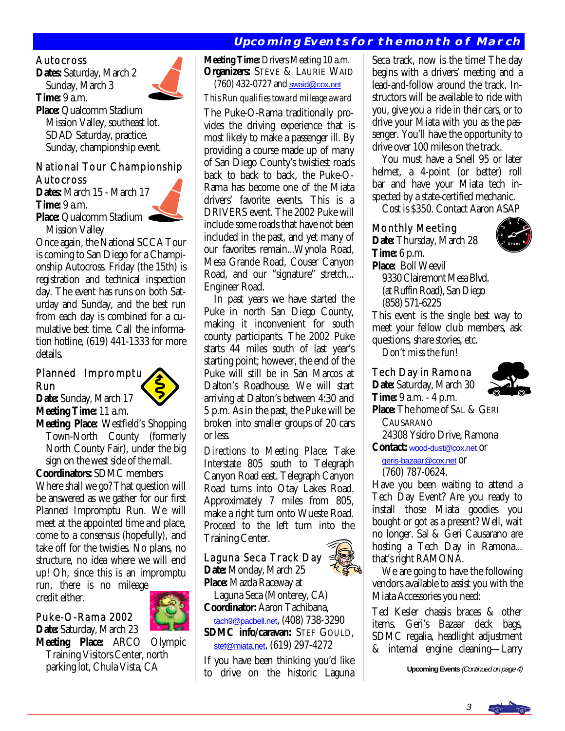## Upcoming Events for the month of March

### Autocross

**Dates:** Saturday, March 2
Sunday, March 3
**Time:** 9 a.m.
**Place:** Qualcomm Stadium
Mission Valley, southeast lot.
SDAD Saturday, practice.
Sunday, championship event.

### National Tour Championship Autocross

**Dates:** March 15 - March 17
**Time:** 9 a.m.
**Place:** Qualcomm Stadium
Mission Valley

Once again, the National SCCA Tour is coming to San Diego for a Championship Autocross. Friday (the 15th) is registration and technical inspection day. The event has runs on both Saturday and Sunday, and the best run from each day is combined for a cumulative best time. Call the information hotline, (619) 441-1333 for more details.

### Planned Impromptu Run

**Date:** Sunday, March 17
**Meeting Time:** 11 a.m.
**Meeting Place:** Westfield's Shopping Town-North County (formerly North County Fair), under the big sign on the west side of the mall.
**Coordinators:** SDMC members

Where shall we go? That question will be answered as we gather for our first Planned Impromptu Run. We will meet at the appointed time and place, come to a consensus (hopefully), and take off for the twisties. No plans, no structure, no idea where we will end up! Oh, since this is an impromptu run, there is no mileage credit either.

### Puke-O-Rama 2002

**Date:** Saturday, March 23
**Meeting Place:** ARCO Olympic Training Visitors Center, north parking lot, Chula Vista, CA
**Meeting Time:** Drivers Meeting 10 a.m.
**Organizers:** Steve & Laurie Waid
(760) 432-0727 and swaid@cox.net

*This Run qualifies toward mileage award*

The Puke-O-Rama traditionally provides the driving experience that is most likely to make a passenger ill. By providing a course made up of many of San Diego County's twistiest roads back to back, the Puke-O-Rama has become one of the Miata drivers' favorite events. This is a DRIVERS event. The 2002 Puke will include some roads that have not been included in the past, and yet many of our favorites remain...Wynola Road, Mesa Grande Road, Couser Canyon Road, and our "signature" stretch... Engineer Road.

In past years we have started the Puke in north San Diego County, making it inconvenient for south county participants. The 2002 Puke starts 44 miles south of last year's starting point; however, the end of the Puke will still be in San Marcos at Dalton's Roadhouse. We will start arriving at Dalton's between 4:30 and 5 p.m. As in the past, the Puke will be broken into smaller groups of 20 cars or less.

*Directions to Meeting Place:* Take Interstate 805 south to Telegraph Canyon Road east. Telegraph Canyon Road turns into Otay Lakes Road. Approximately 7 miles from 805, make a right turn onto Wueste Road. Proceed to the left turn into the Training Center.

### Laguna Seca Track Day

**Date:** Monday, March 25
**Place:** Mazda Raceway at Laguna Seca (Monterey, CA)
**Coordinator:** Aaron Tachibana, tach9@pacbell.net, (408) 738-3290
**SDMC info/caravan:** Stef Gould, stef@miata.net, (619) 297-4272

If you have been thinking you'd like to drive on the historic Laguna Seca track, now is the time! The day begins with a drivers' meeting and a lead-and-follow around the track. Instructors will be available to ride with you, give you a ride in their cars, or to drive your Miata with you as the passenger. You'll have the opportunity to drive over 100 miles on the track.

You must have a Snell 95 or later helmet, a 4-point (or better) roll bar and have your Miata tech inspected by a state-certified mechanic.

Cost is $350. Contact Aaron ASAP

### Monthly Meeting

**Date:** Thursday, March 28
**Time:** 6 p.m.
**Place:** Boll Weevil
9330 Clairemont Mesa Blvd.
(at Ruffin Road), San Diego
(858) 571-6225

This event is the single best way to meet your fellow club members, ask questions, share stories, etc.

*Don't miss the fun!*

### Tech Day in Ramona

**Date:** Saturday, March 30
**Time:** 9 a.m. - 4 p.m.
**Place:** The home of Sal & Geri Causarano
24308 Ysidro Drive, Ramona
**Contact:** wood-dust@cox.net or geris-bazaar@cox.net or (760) 787-0624.

Have you been waiting to attend a Tech Day Event? Are you ready to install those Miata goodies you bought or got as a present? Well, wait no longer. Sal & Geri Causarano are hosting a Tech Day in Ramona... that's right RAMONA.

We are going to have the following vendors available to assist you with the Miata Accessories you need:

Ted Kesler chassis braces & other items. Geri's Bazaar deck bags, SDMC regalia, headlight adjustment & internal engine cleaning—Larry

**Upcoming Events** *(Continued on page 4)*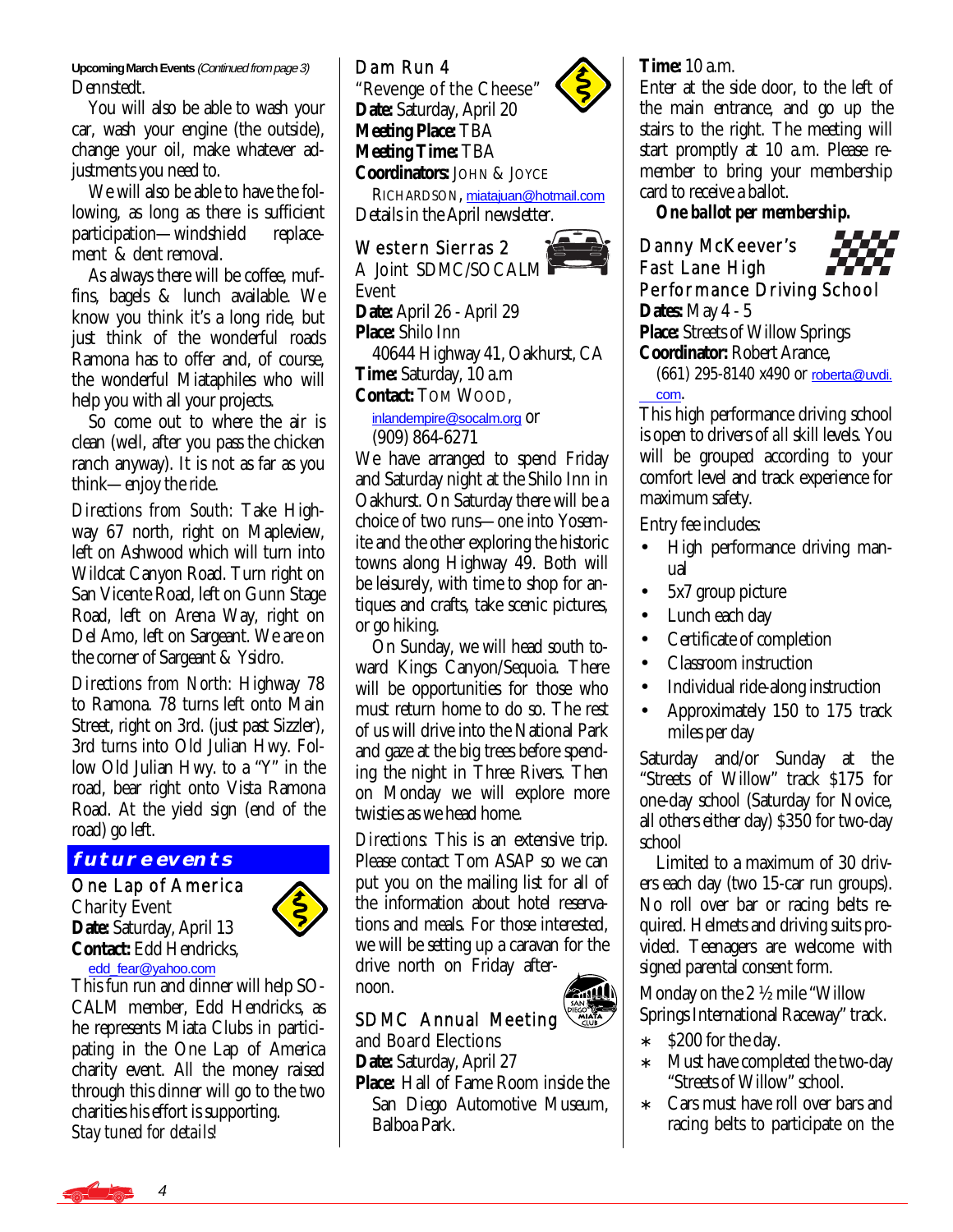**Upcoming March Events** *(Continued from page 3)*

Dennstedt.

You will also be able to wash your car, wash your engine (the outside), change your oil, make whatever adjustments you need to.

We will also be able to have the following, as long as there is sufficient participation—windshield replacement & dent removal.

As always there will be coffee, muffins, bagels & lunch available. We know you think it's a long ride, but just think of the wonderful roads Ramona has to offer and, of course, the wonderful Miataphiles who will help you with all your projects.

So come out to where the air is clean (well, after you pass the chicken ranch anyway). It is not as far as you think—enjoy the ride.

*Directions from South:* Take Highway 67 north, right on Mapleview, left on Ashwood which will turn into Wildcat Canyon Road. Turn right on San Vicente Road, left on Gunn Stage Road, left on Arena Way, right on Del Amo, left on Sargeant. We are on the corner of Sargeant & Ysidro.

*Directions from North:* Highway 78 to Ramona. 78 turns left onto Main Street, right on 3rd. (just past Sizzler), 3rd turns into Old Julian Hwy. Follow Old Julian Hwy. to a "Y" in the road, bear right onto Vista Ramona Road. At the yield sign (end of the road) go left.

## future events

### One Lap of America

Charity Event

**Date:** Saturday, April 13

**Contact:** Edd Hendricks, edd_fear@yahoo.com

This fun run and dinner will help SOCALM member, Edd Hendricks, as he represents Miata Clubs in participating in the One Lap of America charity event. All the money raised through this dinner will go to the two charities his effort is supporting.

*Stay tuned for details!*

### Dam Run 4

"Revenge of the Cheese"

**Date:** Saturday, April 20

**Meeting Place:** TBA

**Meeting Time:** TBA

**Coordinators:** John & Joyce Richardson, miatajuan@hotmail.com

Details in the April newsletter.

### Western Sierras 2

A Joint SDMC/SOCALM Event

**Date:** April 26 - April 29

**Place:** Shilo Inn

40644 Highway 41, Oakhurst, CA

**Time:** Saturday, 10 a.m

**Contact:** Tom Wood, inlandempire@socalm.org or (909) 864-6271

We have arranged to spend Friday and Saturday night at the Shilo Inn in Oakhurst. On Saturday there will be a choice of two runs—one into Yosemite and the other exploring the historic towns along Highway 49. Both will be leisurely, with time to shop for antiques and crafts, take scenic pictures, or go hiking.

On Sunday, we will head south toward Kings Canyon/Sequoia. There will be opportunities for those who must return home to do so. The rest of us will drive into the National Park and gaze at the big trees before spending the night in Three Rivers. Then on Monday we will explore more twisties as we head home.

*Directions:* This is an extensive trip. Please contact Tom ASAP so we can put you on the mailing list for all of the information about hotel reservations and meals. For those interested, we will be setting up a caravan for the drive north on Friday afternoon.

### SDMC Annual Meeting

and Board Elections

**Date:** Saturday, April 27

**Place:** Hall of Fame Room inside the San Diego Automotive Museum, Balboa Park.

**Time:** 10 a.m.

Enter at the side door, to the left of the main entrance, and go up the stairs to the right. The meeting will start promptly at 10 a.m. Please remember to bring your membership card to receive a ballot.

***One ballot per membership.***

### Danny McKeever's Fast Lane High Performance Driving School

**Dates:** May 4 - 5

**Place:** Streets of Willow Springs

**Coordinator:** Robert Arance, (661) 295-8140 x490 or roberta@uvdi.com.

This high performance driving school is open to drivers of *all* skill levels. You will be grouped according to your comfort level and track experience for maximum safety.

Entry fee includes:

- High performance driving manual
- 5x7 group picture
- Lunch each day
- Certificate of completion
- Classroom instruction
- Individual ride-along instruction
- Approximately 150 to 175 track miles per day

Saturday and/or Sunday at the "Streets of Willow" track $175 for one-day school (Saturday for Novice, all others either day) $350 for two-day school

Limited to a maximum of 30 drivers each day (two 15-car run groups). No roll over bar or racing belts required. Helmets and driving suits provided. Teenagers are welcome with signed parental consent form.

Monday on the 2 ½ mile "Willow Springs International Raceway" track.

- $200 for the day.
- Must have completed the two-day "Streets of Willow" school.
- Cars must have roll over bars and racing belts to participate on the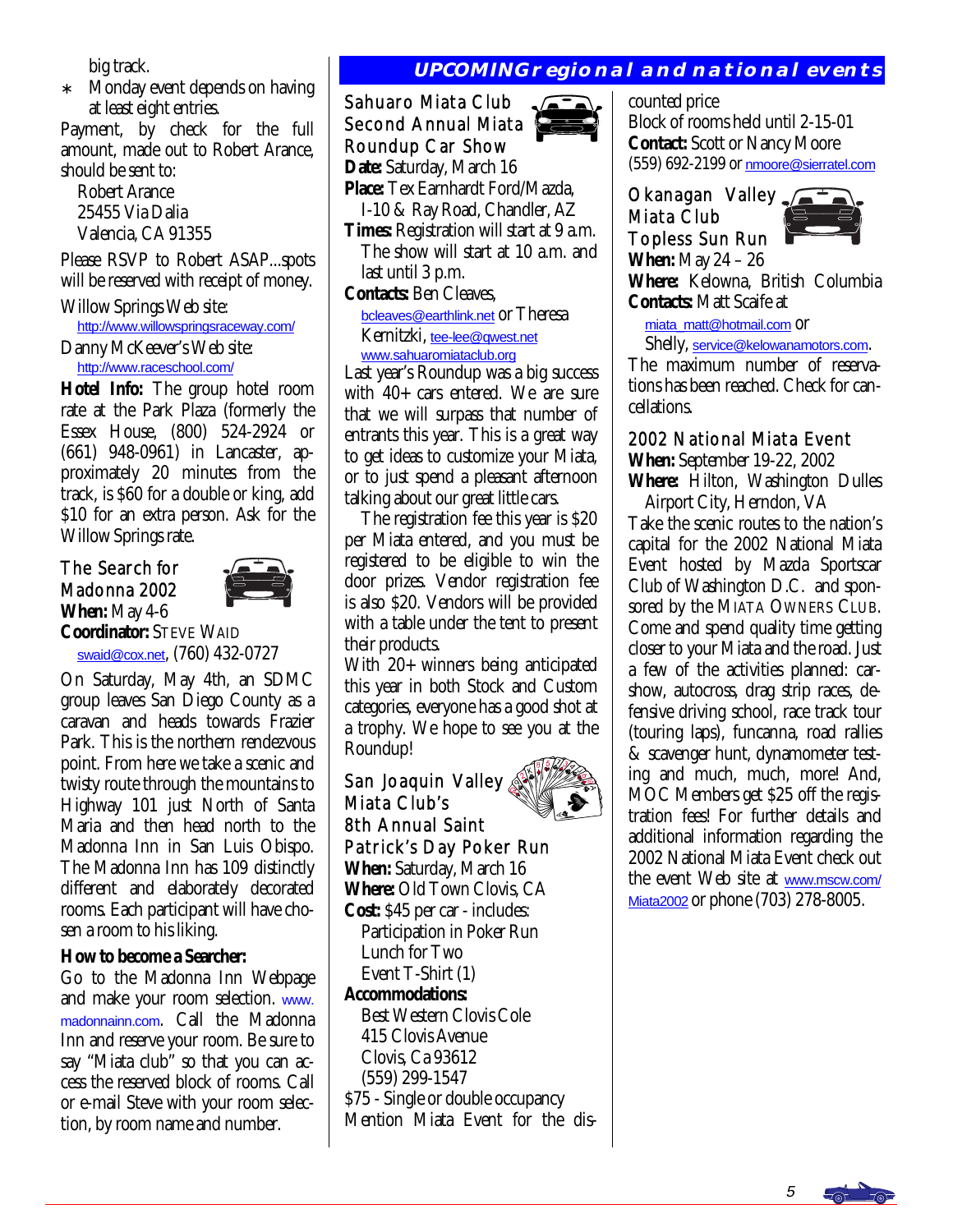big track.

- Monday event depends on having at least eight entries.

Payment, by check for the full amount, made out to Robert Arance, should be sent to:

Robert Arance
25455 Via Dalia
Valencia, CA 91355

Please RSVP to Robert ASAP...spots will be reserved with receipt of money.

Willow Springs Web site:
http://www.willowspringsraceway.com/

Danny McKeever's Web site:
http://www.raceschool.com/

**Hotel Info:** The group hotel room rate at the Park Plaza (formerly the Essex House, (800) 524-2924 or (661) 948-0961) in Lancaster, approximately 20 minutes from the track, is $60 for a double or king, add $10 for an extra person. Ask for the Willow Springs rate.

### The Search for Madonna 2002

**When:** May 4-6
**Coordinator:** Steve Waid
swaid@cox.net, (760) 432-0727

On Saturday, May 4th, an SDMC group leaves San Diego County as a caravan and heads towards Frazier Park. This is the northern rendezvous point. From here we take a scenic and twisty route through the mountains to Highway 101 just North of Santa Maria and then head north to the Madonna Inn in San Luis Obispo. The Madonna Inn has 109 distinctly different and elaborately decorated rooms. Each participant will have chosen a room to his liking.

**How to become a Searcher:**

Go to the Madonna Inn Webpage and make your room selection. www.madonnainn.com. Call the Madonna Inn and reserve your room. Be sure to say "Miata club" so that you can access the reserved block of rooms. Call or e-mail Steve with your room selection, by room name and number.

## UPCOMING regional and national events

### Sahuaro Miata Club Second Annual Miata Roundup Car Show

**Date:** Saturday, March 16
**Place:** Tex Earnhardt Ford/Mazda, I-10 & Ray Road, Chandler, AZ
**Times:** Registration will start at 9 a.m. The show will start at 10 a.m. and last until 3 p.m.
**Contacts:** Ben Cleaves, bcleaves@earthlink.net or Theresa Kernitzki, tee-lee@qwest.net
www.sahuaromiataclub.org

Last year's Roundup was a big success with 40+ cars entered. We are sure that we will surpass that number of entrants this year. This is a great way to get ideas to customize your Miata, or to just spend a pleasant afternoon talking about our great little cars.

The registration fee this year is $20 per Miata entered, and you must be registered to be eligible to win the door prizes. Vendor registration fee is also $20. Vendors will be provided with a table under the tent to present their products.

With 20+ winners being anticipated this year in both Stock and Custom categories, everyone has a good shot at a trophy. We hope to see you at the Roundup!

### San Joaquin Valley Miata Club's 8th Annual Saint Patrick's Day Poker Run

**When:** Saturday, March 16
**Where:** Old Town Clovis, CA
**Cost:** $45 per car - includes:
Participation in Poker Run
Lunch for Two
Event T-Shirt (1)

**Accommodations:**
Best Western Clovis Cole
415 Clovis Avenue
Clovis, Ca 93612
(559) 299-1547

$75 - Single or double occupancy
Mention Miata Event for the discounted price
Block of rooms held until 2-15-01
**Contact:** Scott or Nancy Moore
(559) 692-2199 or nmoore@sierratel.com

### Okanagan Valley Miata Club Topless Sun Run

**When:** May 24 – 26
**Where:** Kelowna, British Columbia
**Contacts:** Matt Scaife at miata_matt@hotmail.com or Shelly, service@kelowanamotors.com.

The maximum number of reservations has been reached. Check for cancellations.

### 2002 National Miata Event

**When:** September 19-22, 2002
**Where:** Hilton, Washington Dulles Airport City, Herndon, VA

Take the scenic routes to the nation's capital for the 2002 National Miata Event hosted by Mazda Sportscar Club of Washington D.C. and sponsored by the Miata Owners Club. Come and spend quality time getting closer to your Miata and the road. Just a few of the activities planned: carshow, autocross, drag strip races, defensive driving school, race track tour (touring laps), funcanna, road rallies & scavenger hunt, dynamometer testing and much, much, more! And, MOC Members get $25 off the registration fees! For further details and additional information regarding the 2002 National Miata Event check out the event Web site at www.mscw.com/Miata2002 or phone (703) 278-8005.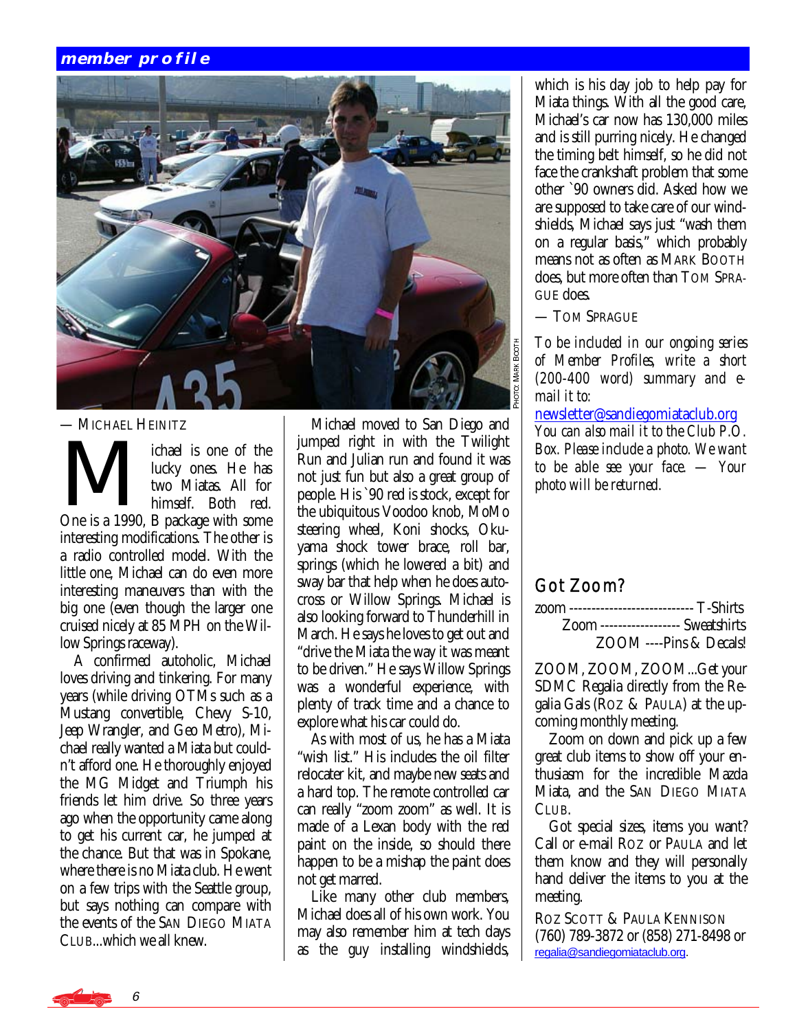## member profile

PHOTO: MARK BOOTH

— MICHAEL HEINITZ

Michael is one of the lucky ones. He has two Miatas. All for himself. Both red. One is a 1990, B package with some interesting modifications. The other is a radio controlled model. With the little one, Michael can do even more interesting maneuvers than with the big one (even though the larger one cruised nicely at 85 MPH on the Willow Springs raceway).

A confirmed autoholic, Michael loves driving and tinkering. For many years (while driving OTMs such as a Mustang convertible, Chevy S-10, Jeep Wrangler, and Geo Metro), Michael really wanted a Miata but couldn't afford one. He thoroughly enjoyed the MG Midget and Triumph his friends let him drive. So three years ago when the opportunity came along to get his current car, he jumped at the chance. But that was in Spokane, where there is no Miata club. He went on a few trips with the Seattle group, but says nothing can compare with the events of the SAN DIEGO MIATA CLUB...which we all knew.

Michael moved to San Diego and jumped right in with the Twilight Run and Julian run and found it was not just fun but also a great group of people. His `90 red is stock, except for the ubiquitous Voodoo knob, MoMo steering wheel, Koni shocks, Okuyama shock tower brace, roll bar, springs (which he lowered a bit) and sway bar that help when he does autocross or Willow Springs. Michael is also looking forward to Thunderhill in March. He says he loves to get out and "drive the Miata the way it was meant to be driven." He says Willow Springs was a wonderful experience, with plenty of track time and a chance to explore what his car could do.

As with most of us, he has a Miata "wish list." His includes the oil filter relocater kit, and maybe new seats and a hard top. The remote controlled car can really "zoom zoom" as well. It is made of a Lexan body with the red paint on the inside, so should there happen to be a mishap the paint does not get marred.

Like many other club members, Michael does all of his own work. You may also remember him at tech days as the guy installing windshields, which is his day job to help pay for Miata things. With all the good care, Michael's car now has 130,000 miles and is still purring nicely. He changed the timing belt himself, so he did not face the crankshaft problem that some other `90 owners did. Asked how we are supposed to take care of our windshields, Michael says just "wash them on a regular basis," which probably means not as often as MARK BOOTH does, but more often than TOM SPRAGUE does.

— TOM SPRAGUE

*To be included in our ongoing series of Member Profiles, write a short (200-400 word) summary and e-mail it to:*
newsletter@sandiegomiataclub.org
*You can also mail it to the Club P.O. Box. Please include a photo. We want to be able see your face. — Your photo will be returned.*

## Got Zoom?

zoom ---------------------------- T-Shirts
Zoom ------------------ Sweatshirts
ZOOM ----Pins & Decals!

ZOOM, ZOOM, ZOOM...Get your SDMC Regalia directly from the Regalia Gals (ROZ & PAULA) at the upcoming monthly meeting.

Zoom on down and pick up a few great club items to show off your enthusiasm for the incredible Mazda Miata, and the SAN DIEGO MIATA CLUB.

Got special sizes, items you want? Call or e-mail ROZ or PAULA and let them know and they will personally hand deliver the items to you at the meeting.

ROZ SCOTT & PAULA KENNISON
(760) 789-3872 or (858) 271-8498 or regalia@sandiegomiataclub.org.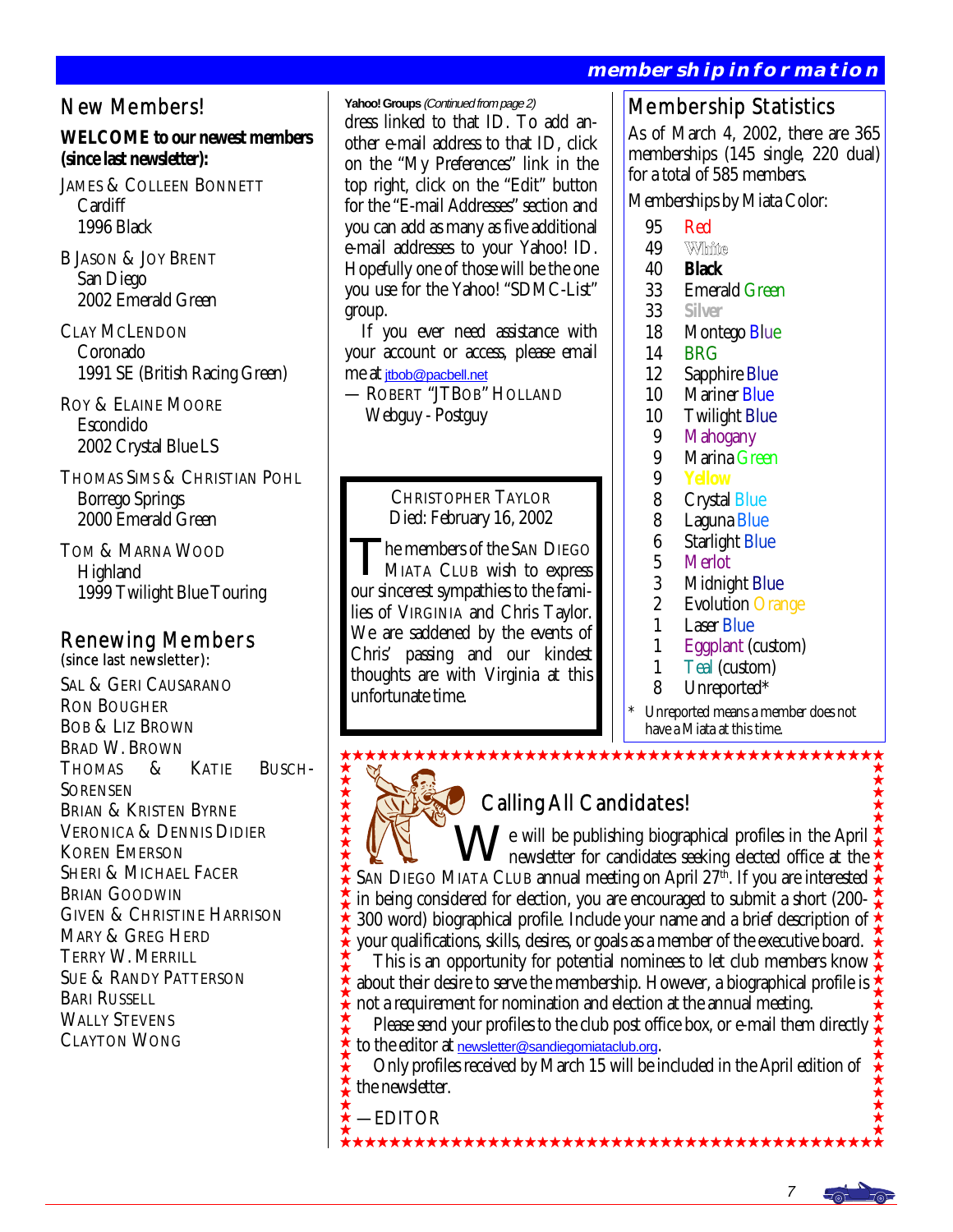## New Members!

**WELCOME to our newest members (since last newsletter):**

JAMES & COLLEEN BONNETT
Cardiff
1996 Black

B JASON & JOY BRENT
San Diego
2002 Emerald Green

CLAY MCLENDON
Coronado
1991 SE (British Racing Green)

ROY & ELAINE MOORE
Escondido
2002 Crystal Blue LS

THOMAS SIMS & CHRISTIAN POHL
Borrego Springs
2000 Emerald Green

TOM & MARNA WOOD
Highland
1999 Twilight Blue Touring

## Renewing Members

(since last newsletter):

SAL & GERI CAUSARANO
RON BOUGHER
BOB & LIZ BROWN
BRAD W. BROWN
THOMAS & KATIE BUSCH-SORENSEN
BRIAN & KRISTEN BYRNE
VERONICA & DENNIS DIDIER
KOREN EMERSON
SHERI & MICHAEL FACER
BRIAN GOODWIN
GIVEN & CHRISTINE HARRISON
MARY & GREG HERD
TERRY W. MERRILL
SUE & RANDY PATTERSON
BARI RUSSELL
WALLY STEVENS
CLAYTON WONG

**Yahoo! Groups** *(Continued from page 2)*

dress linked to that ID. To add another e-mail address to that ID, click on the "My Preferences" link in the top right, click on the "Edit" button for the "E-mail Addresses" section and you can add as many as five additional e-mail addresses to your Yahoo! ID. Hopefully one of those will be the one you use for the Yahoo! "SDMC-List" group.

If you ever need assistance with your account or access, please email me at jtbob@pacbell.net

— ROBERT "JTBOB" HOLLAND
Webguy - Postguy

CHRISTOPHER TAYLOR
Died: February 16, 2002

The members of the SAN DIEGO MIATA CLUB wish to express our sincerest sympathies to the families of VIRGINIA and Chris Taylor. We are saddened by the events of Chris' passing and our kindest thoughts are with Virginia at this unfortunate time.

## Membership Statistics

As of March 4, 2002, there are 365 memberships (145 single, 220 dual) for a total of 585 members.

Memberships by Miata Color:

| Count | Color |
|---|---|
| 95 | Red |
| 49 | White |
| 40 | Black |
| 33 | Emerald Green |
| 33 | Silver |
| 18 | Montego Blue |
| 14 | BRG |
| 12 | Sapphire Blue |
| 10 | Mariner Blue |
| 10 | Twilight Blue |
| 9 | Mahogany |
| 9 | Marina Green |
| 9 | Yellow |
| 8 | Crystal Blue |
| 8 | Laguna Blue |
| 6 | Starlight Blue |
| 5 | Merlot |
| 3 | Midnight Blue |
| 2 | Evolution Orange |
| 1 | Laser Blue |
| 1 | Eggplant (custom) |
| 1 | Teal (custom) |
| 8 | Unreported* |

\* Unreported means a member does not have a Miata at this time.

## Calling All Candidates!

We will be publishing biographical profiles in the April newsletter for candidates seeking elected office at the SAN DIEGO MIATA CLUB annual meeting on April 27th. If you are interested in being considered for election, you are encouraged to submit a short (200-300 word) biographical profile. Include your name and a brief description of your qualifications, skills, desires, or goals as a member of the executive board.

This is an opportunity for potential nominees to let club members know about their desire to serve the membership. However, a biographical profile is not a requirement for nomination and election at the annual meeting.

Please send your profiles to the club post office box, or e-mail them directly to the editor at newsletter@sandiegomiataclub.org.

Only profiles received by March 15 will be included in the April edition of the newsletter.

— EDITOR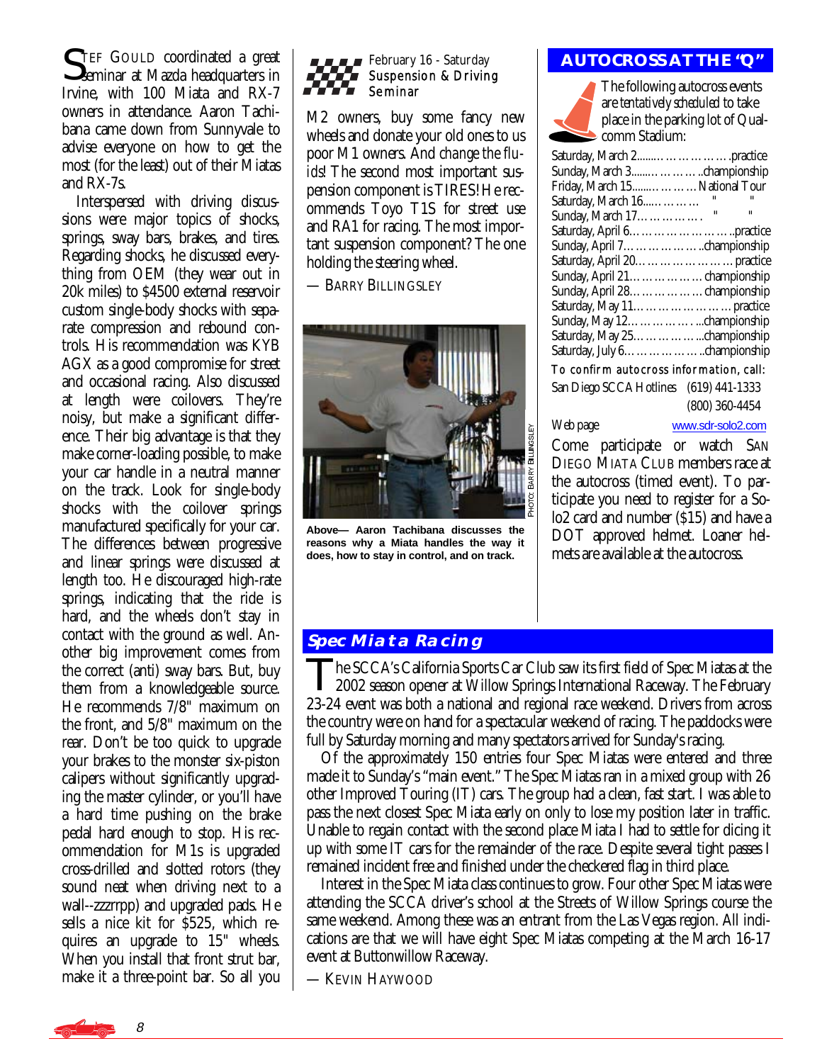STEF GOULD coordinated a great seminar at Mazda headquarters in Irvine, with 100 Miata and RX-7 owners in attendance. Aaron Tachibana came down from Sunnyvale to advise everyone on how to get the most (for the least) out of their Miatas and RX-7s.

Interspersed with driving discussions were major topics of shocks, springs, sway bars, brakes, and tires. Regarding shocks, he discussed everything from OEM (they wear out in 20k miles) to $4500 external reservoir custom single-body shocks with separate compression and rebound controls. His recommendation was KYB AGX as a good compromise for street and occasional racing. Also discussed at length were coilovers. They're noisy, but make a significant difference. Their big advantage is that they make corner-loading possible, to make your car handle in a neutral manner on the track. Look for single-body shocks with the coilover springs manufactured specifically for your car. The differences between progressive and linear springs were discussed at length too. He discouraged high-rate springs, indicating that the ride is hard, and the wheels don't stay in contact with the ground as well. Another big improvement comes from the correct (anti) sway bars. But, buy them from a knowledgeable source. He recommends 7/8" maximum on the front, and 5/8" maximum on the rear. Don't be too quick to upgrade your brakes to the monster six-piston calipers without significantly upgrading the master cylinder, or you'll have a hard time pushing on the brake pedal hard enough to stop. His recommendation for M1s is upgraded cross-drilled and slotted rotors (they sound neat when driving next to a wall--zzzrrpp) and upgraded pads. He sells a nice kit for $525, which requires an upgrade to 15" wheels. When you install that front strut bar, make it a three-point bar. So all you M2 owners, buy some fancy new wheels and donate your old ones to us poor M1 owners. And *change the fluids*! The second most important suspension component is TIRES! He recommends Toyo T1S for street use and RA1 for racing. The most important suspension component? The one holding the steering wheel.

— BARRY BILLINGSLEY

February 16 - Saturday
Suspension & Driving Seminar

PHOTO: BARRY BILLINGSLEY

**Above— Aaron Tachibana discusses the reasons why a Miata handles the way it does, how to stay in control, and on track.**

## AUTOCROSS AT THE "Q"

The following autocross events are tentatively scheduled to take place in the parking lot of Qualcomm Stadium:

| Date | Event |
|---|---|
| Saturday, March 2 | practice |
| Sunday, March 3 | championship |
| Friday, March 15 | National Tour |
| Saturday, March 16 | " |
| Sunday, March 17 | " |
| Saturday, April 6 | practice |
| Sunday, April 7 | championship |
| Saturday, April 20 | practice |
| Sunday, April 21 | championship |
| Sunday, April 28 | championship |
| Saturday, May 11 | practice |
| Sunday, May 12 | championship |
| Saturday, May 25 | championship |
| Saturday, July 6 | championship |

To confirm autocross information, call:

San Diego SCCA Hotlines (619) 441-1333
(800) 360-4454

Web page www.sdr-solo2.com

Come participate or watch SAN DIEGO MIATA CLUB members race at the autocross (timed event). To participate you need to register for a Solo2 card and number ($15) and have a DOT approved helmet. Loaner helmets are available at the autocross.

## Spec Miata Racing

The SCCA's California Sports Car Club saw its first field of Spec Miatas at the 2002 season opener at Willow Springs International Raceway. The February 23-24 event was both a national and regional race weekend. Drivers from across the country were on hand for a spectacular weekend of racing. The paddocks were full by Saturday morning and many spectators arrived for Sunday's racing.

Of the approximately 150 entries four Spec Miatas were entered and three made it to Sunday's "main event." The Spec Miatas ran in a mixed group with 26 other Improved Touring (IT) cars. The group had a clean, fast start. I was able to pass the next closest Spec Miata early on only to lose my position later in traffic. Unable to regain contact with the second place Miata I had to settle for dicing it up with some IT cars for the remainder of the race. Despite several tight passes I remained incident free and finished under the checkered flag in third place.

Interest in the Spec Miata class continues to grow. Four other Spec Miatas were attending the SCCA driver's school at the Streets of Willow Springs course the same weekend. Among these was an entrant from the Las Vegas region. All indications are that we will have eight Spec Miatas competing at the March 16-17 event at Buttonwillow Raceway.

— KEVIN HAYWOOD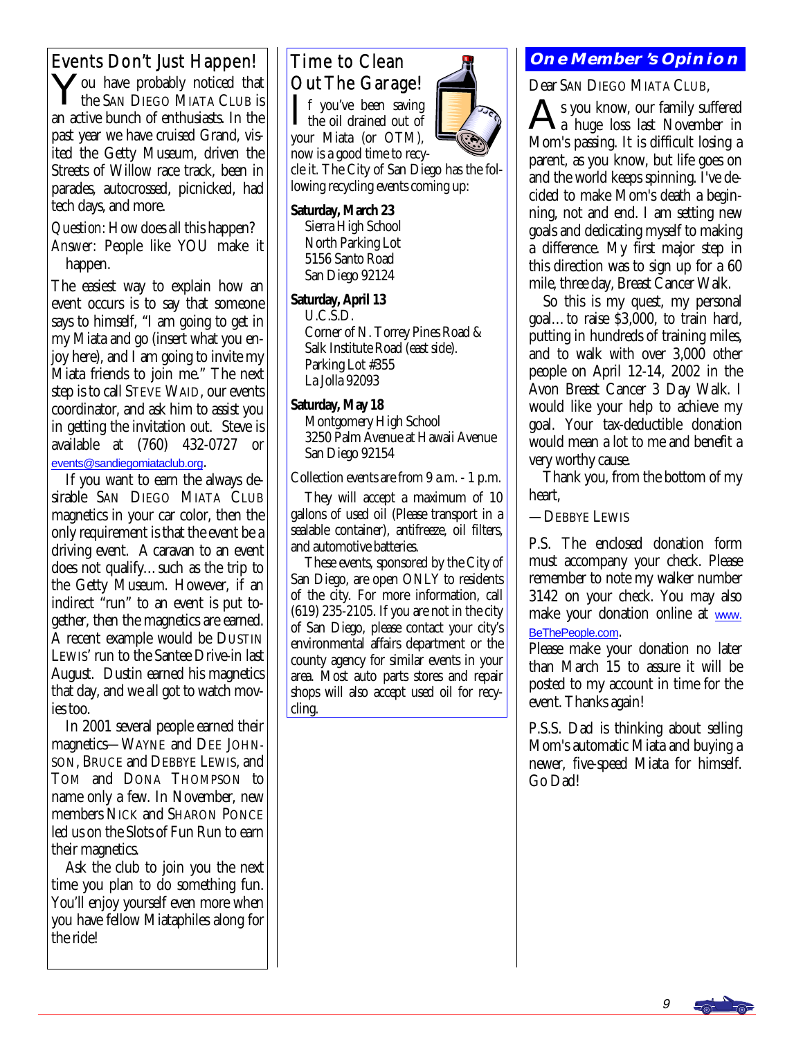## Events Don't Just Happen!

You have probably noticed that the SAN DIEGO MIATA CLUB is an active bunch of enthusiasts. In the past year we have cruised Grand, visited the Getty Museum, driven the Streets of Willow race track, been in parades, autocrossed, picnicked, had tech days, and more.

*Question*: How does all this happen?
*Answer*: People like YOU make it happen.

The easiest way to explain how an event occurs is to say that someone says to himself, "I am going to get in my Miata and go (insert what you enjoy here), and I am going to invite my Miata friends to join me." The next step is to call STEVE WAID, our events coordinator, and ask him to assist you in getting the invitation out. Steve is available at (760) 432-0727 or events@sandiegomiataclub.org.

If you want to earn the always desirable SAN DIEGO MIATA CLUB magnetics in your car color, then the only requirement is that the event be a driving event. A caravan to an event does not qualify…such as the trip to the Getty Museum. However, if an indirect "run" to an event is put together, then the magnetics are earned. A recent example would be DUSTIN LEWIS' run to the Santee Drive-in last August. Dustin earned his magnetics that day, and we all got to watch movies too.

In 2001 several people earned their magnetics—WAYNE and DEE JOHNSON, BRUCE and DEBBYE LEWIS, and TOM and DONA THOMPSON to name only a few. In November, new members NICK and SHARON PONCE led us on the Slots of Fun Run to earn their magnetics.

Ask the club to join you the next time you plan to do something fun. You'll enjoy yourself even more when you have fellow Miataphiles along for the ride!

## Time to Clean Out The Garage!

If you've been saving the oil drained out of your Miata (or OTM), now is a good time to recycle it. The City of San Diego has the following recycling events coming up:

**Saturday, March 23**
Sierra High School
North Parking Lot
5156 Santo Road
San Diego 92124

**Saturday, April 13**
U.C.S.D.
Corner of N. Torrey Pines Road & Salk Institute Road (east side).
Parking Lot #355
La Jolla 92093

**Saturday, May 18**
Montgomery High School
3250 Palm Avenue at Hawaii Avenue
San Diego 92154

Collection events are from 9 a.m. - 1 p.m.

They will accept a maximum of 10 gallons of used oil (Please transport in a sealable container), antifreeze, oil filters, and automotive batteries.

These events, sponsored by the City of San Diego, are open ONLY to residents of the city. For more information, call (619) 235-2105. If you are not in the city of San Diego, please contact your city's environmental affairs department or the county agency for similar events in your area. Most auto parts stores and repair shops will also accept used oil for recycling.

## One Member's Opinion

Dear SAN DIEGO MIATA CLUB,

As you know, our family suffered a huge loss last November in Mom's passing. It is difficult losing a parent, as you know, but life goes on and the world keeps spinning. I've decided to make Mom's death a beginning, not and end. I am setting new goals and dedicating myself to making a difference. My first major step in this direction was to sign up for a 60 mile, three day, Breast Cancer Walk.

So this is my quest, my personal goal…to raise $3,000, to train hard, putting in hundreds of training miles, and to walk with over 3,000 other people on April 12-14, 2002 in the Avon Breast Cancer 3 Day Walk. I would like your help to achieve my goal. Your tax-deductible donation would mean a lot to me and benefit a very worthy cause.

Thank you, from the bottom of my heart,

—DEBBYE LEWIS

P.S. The enclosed donation form must accompany your check. Please remember to note my walker number 3142 on your check. You may also make your donation online at www.BeThePeople.com.
Please make your donation no later than March 15 to assure it will be posted to my account in time for the event. Thanks again!

P.S.S. Dad is thinking about selling Mom's automatic Miata and buying a newer, five-speed Miata for himself. Go Dad!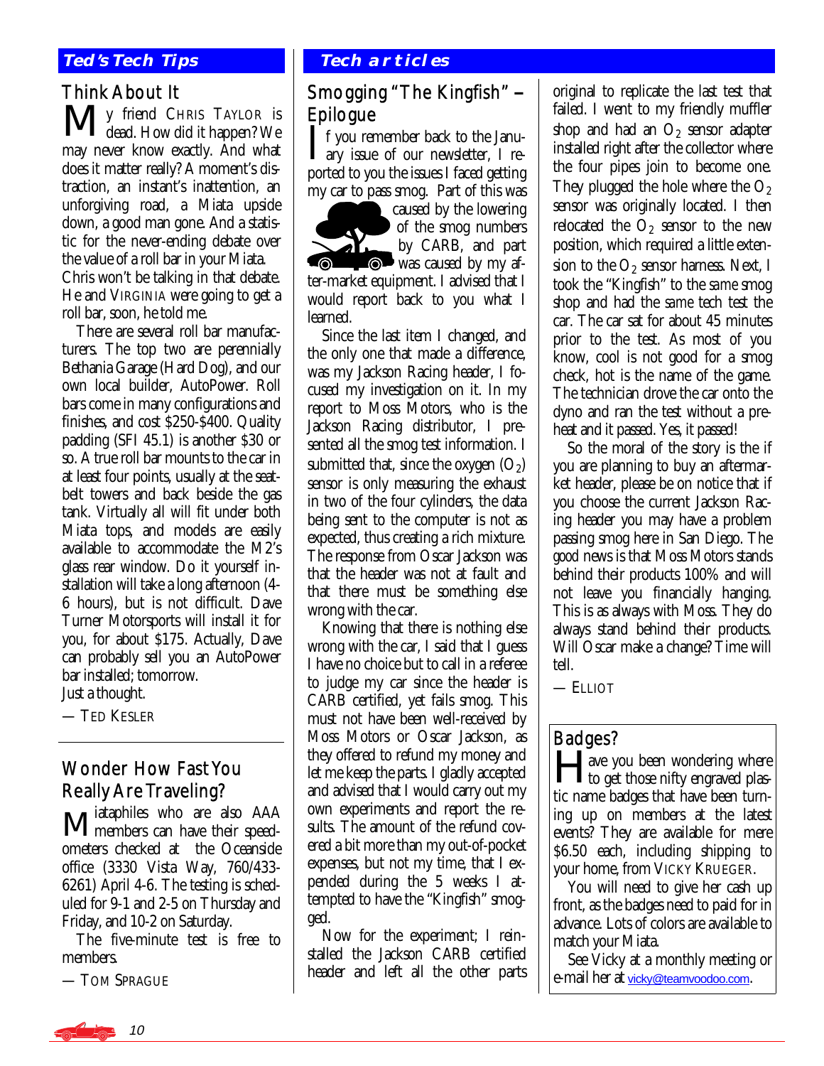## Ted's Tech Tips

### Think About It

My friend CHRIS TAYLOR is dead. How did it happen? We may never know exactly. And what does it matter really? A moment's distraction, an instant's inattention, an unforgiving road, a Miata upside down, a good man gone. And a statistic for the never-ending debate over the value of a roll bar in your Miata.

Chris won't be talking in that debate. He and VIRGINIA were going to get a roll bar, soon, he told me.

There are several roll bar manufacturers. The top two are perennially Bethania Garage (Hard Dog), and our own local builder, AutoPower. Roll bars come in many configurations and finishes, and cost $250-$400. Quality padding (SFI 45.1) is another $30 or so. A true roll bar mounts to the car in at least four points, usually at the seatbelt towers and back beside the gas tank. Virtually all will fit under both Miata tops, and models are easily available to accommodate the M2's glass rear window. Do it yourself installation will take a long afternoon (4-6 hours), but is not difficult. Dave Turner Motorsports will install it for you, for about $175. Actually, Dave can probably sell you an AutoPower bar installed; tomorrow.

Just a thought.

— TED KESLER

### Wonder How Fast You Really Are Traveling?

Miataphiles who are also AAA members can have their speedometers checked at the Oceanside office (3330 Vista Way, 760/433-6261) April 4-6. The testing is scheduled for 9-1 and 2-5 on Thursday and Friday, and 10-2 on Saturday.

The five-minute test is free to members.

— TOM SPRAGUE

## Tech articles

### Smogging "The Kingfish" – Epilogue

If you remember back to the January issue of our newsletter, I reported to you the issues I faced getting my car to pass smog. Part of this was caused by the lowering of the smog numbers by CARB, and part was caused by my after-market equipment. I advised that I would report back to you what I learned.

Since the last item I changed, and the only one that made a difference, was my Jackson Racing header, I focused my investigation on it. In my report to Moss Motors, who is the Jackson Racing distributor, I presented all the smog test information. I submitted that, since the oxygen ($O_2$) sensor is only measuring the exhaust in two of the four cylinders, the data being sent to the computer is not as expected, thus creating a rich mixture. The response from Oscar Jackson was that the header was not at fault and that there must be something else wrong with the car.

Knowing that there is nothing else wrong with the car, I said that I guess I have no choice but to call in a referee to judge my car since the header is CARB certified, yet fails smog. This must not have been well-received by Moss Motors or Oscar Jackson, as they offered to refund my money and let me keep the parts. I gladly accepted and advised that I would carry out my own experiments and report the results. The amount of the refund covered a bit more than my out-of-pocket expenses, but not my time, that I expended during the 5 weeks I attempted to have the "Kingfish" smogged.

Now for the experiment; I reinstalled the Jackson CARB certified header and left all the other parts original to replicate the last test that failed. I went to my friendly muffler shop and had an $O_2$ sensor adapter installed right after the collector where the four pipes join to become one. They plugged the hole where the $O_2$ sensor was originally located. I then relocated the $O_2$ sensor to the new position, which required a little extension to the $O_2$ sensor harness. Next, I took the "Kingfish" to the same smog shop and had the same tech test the car. The car sat for about 45 minutes prior to the test. As most of you know, cool is not good for a smog check, hot is the name of the game. The technician drove the car onto the dyno and ran the test without a preheat and it passed. Yes, it passed!

So the moral of the story is the if you are planning to buy an aftermarket header, please be on notice that if you choose the current Jackson Racing header you may have a problem passing smog here in San Diego. The good news is that Moss Motors stands behind their products 100% and will not leave you financially hanging. This is as always with Moss. They do always stand behind their products. Will Oscar make a change? Time will tell.

— ELLIOT

### Badges?

Have you been wondering where to get those nifty engraved plastic name badges that have been turning up on members at the latest events? They are available for mere $6.50 each, including shipping to your home, from VICKY KRUEGER.

You will need to give her cash up front, as the badges need to paid for in advance. Lots of colors are available to match your Miata.

See Vicky at a monthly meeting or e-mail her at vicky@teamvoodoo.com.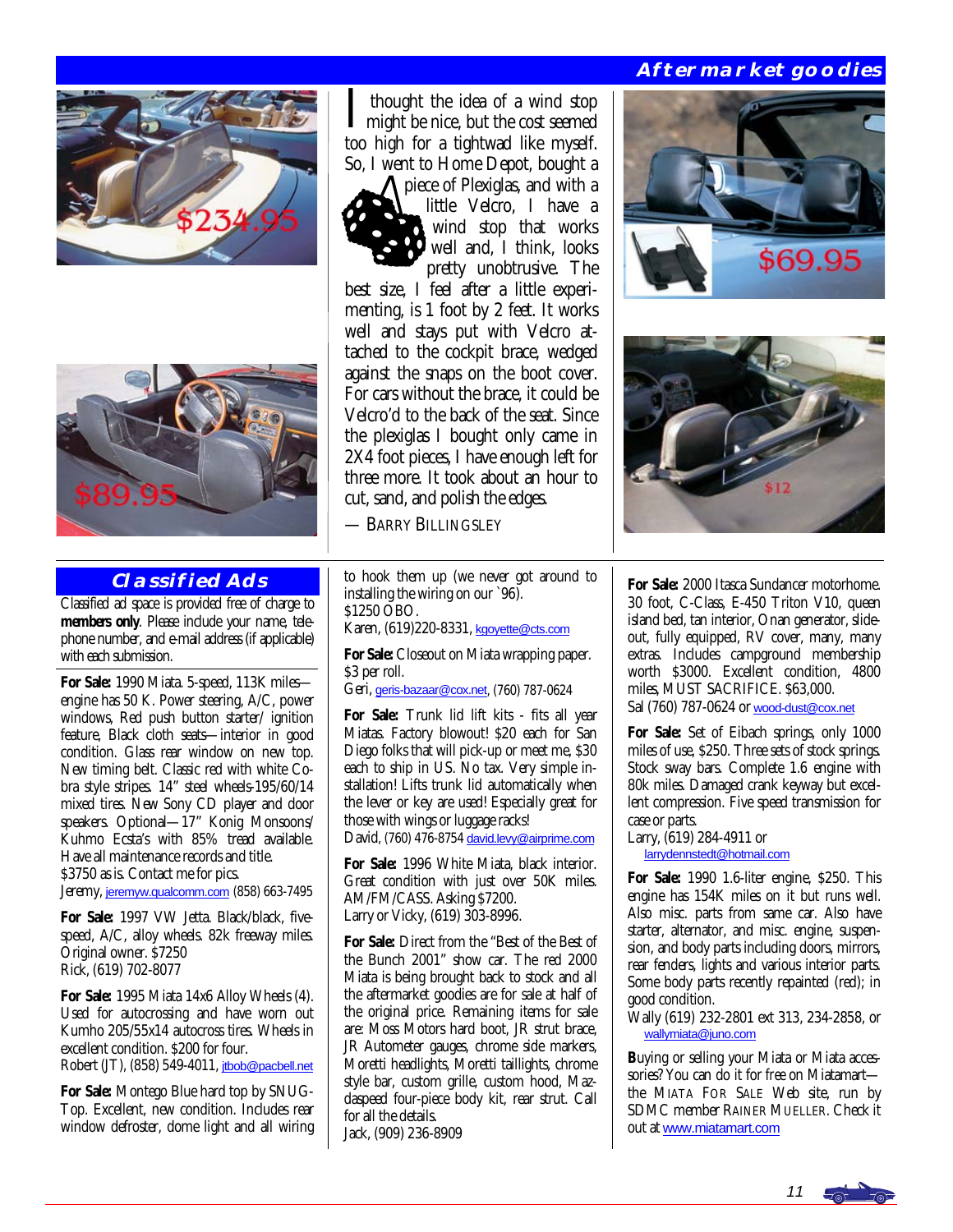## Aftermarket goodies

$234.95

$89.95

I thought the idea of a wind stop might be nice, but the cost seemed too high for a tightwad like myself. So, I went to Home Depot, bought a piece of Plexiglas, and with a little Velcro, I have a wind stop that works well and, I think, looks pretty unobtrusive. The best size, I feel after a little experimenting, is 1 foot by 2 feet. It works well and stays put with Velcro attached to the cockpit brace, wedged against the snaps on the boot cover. For cars without the brace, it could be Velcro'd to the back of the seat. Since the plexiglas I bought only came in 2X4 foot pieces, I have enough left for three more. It took about an hour to cut, sand, and polish the edges.

— Barry Billingsley

$69.95

$12

## Classified Ads

Classified ad space is provided free of charge to **members only**. Please include your name, telephone number, and e-mail address (if applicable) with each submission.

**For Sale:** 1990 Miata. 5-speed, 113K miles—engine has 50 K. Power steering, A/C, power windows, Red push button starter/ ignition feature, Black cloth seats—interior in good condition. Glass rear window on new top. New timing belt. Classic red with white Cobra style stripes. 14" steel wheels-195/60/14 mixed tires. New Sony CD player and door speakers. Optional—17" Konig Monsoons/ Kuhmo Ecsta's with 85% tread available. Have all maintenance records and title. $3750 as is. Contact me for pics.
Jeremy, jeremyw.qualcomm.com (858) 663-7495

**For Sale:** 1997 VW Jetta. Black/black, five-speed, A/C, alloy wheels. 82k freeway miles. Original owner. $7250
Rick, (619) 702-8077

**For Sale:** 1995 Miata 14x6 Alloy Wheels (4). Used for autocrossing and have worn out Kumho 205/55x14 autocross tires. Wheels in excellent condition. $200 for four.
Robert (JT), (858) 549-4011, jtbob@pacbell.net

**For Sale:** Montego Blue hard top by SNUG-Top. Excellent, new condition. Includes rear window defroster, dome light and all wiring to hook them up (we never got around to installing the wiring on our `96).
$1250 OBO.
Karen, (619)220-8331, kgoyette@cts.com

**For Sale:** Closeout on Miata wrapping paper. $3 per roll.
Geri, geris-bazaar@cox.net, (760) 787-0624

**For Sale:** Trunk lid lift kits - fits all year Miatas. Factory blowout! $20 each for San Diego folks that will pick-up or meet me, $30 each to ship in US. No tax. Very simple installation! Lifts trunk lid automatically when the lever or key are used! Especially great for those with wings or luggage racks!
David, (760) 476-8754 david.levy@airprime.com

**For Sale:** 1996 White Miata, black interior. Great condition with just over 50K miles. AM/FM/CASS. Asking $7200.
Larry or Vicky, (619) 303-8996.

**For Sale:** Direct from the "Best of the Best of the Bunch 2001" show car. The red 2000 Miata is being brought back to stock and all the aftermarket goodies are for sale at half of the original price. Remaining items for sale are: Moss Motors hard boot, JR strut brace, JR Autometer gauges, chrome side markers, Moretti headlights, Moretti taillights, chrome style bar, custom grille, custom hood, Mazdaspeed four-piece body kit, rear strut. Call for all the details.
Jack, (909) 236-8909

**For Sale:** 2000 Itasca Sundancer motorhome. 30 foot, C-Class, E-450 Triton V10, queen island bed, tan interior, Onan generator, slide-out, fully equipped, RV cover, many, many extras. Includes campground membership worth $3000. Excellent condition, 4800 miles, MUST SACRIFICE. $63,000.
Sal (760) 787-0624 or wood-dust@cox.net

**For Sale:** Set of Eibach springs, only 1000 miles of use, $250. Three sets of stock springs. Stock sway bars. Complete 1.6 engine with 80k miles. Damaged crank keyway but excellent compression. Five speed transmission for case or parts.
Larry, (619) 284-4911 or larrydennstedt@hotmail.com

**For Sale:** 1990 1.6-liter engine, $250. This engine has 154K miles on it but runs well. Also misc. parts from same car. Also have starter, alternator, and misc. engine, suspension, and body parts including doors, mirrors, rear fenders, lights and various interior parts. Some body parts recently repainted (red); in good condition.
Wally (619) 232-2801 ext 313, 234-2858, or wallymiata@juno.com

**B**uying or selling your Miata or Miata accessories? You can do it for free on Miatamart—the Miata For Sale Web site, run by SDMC member Rainer Mueller. Check it out at www.miatamart.com